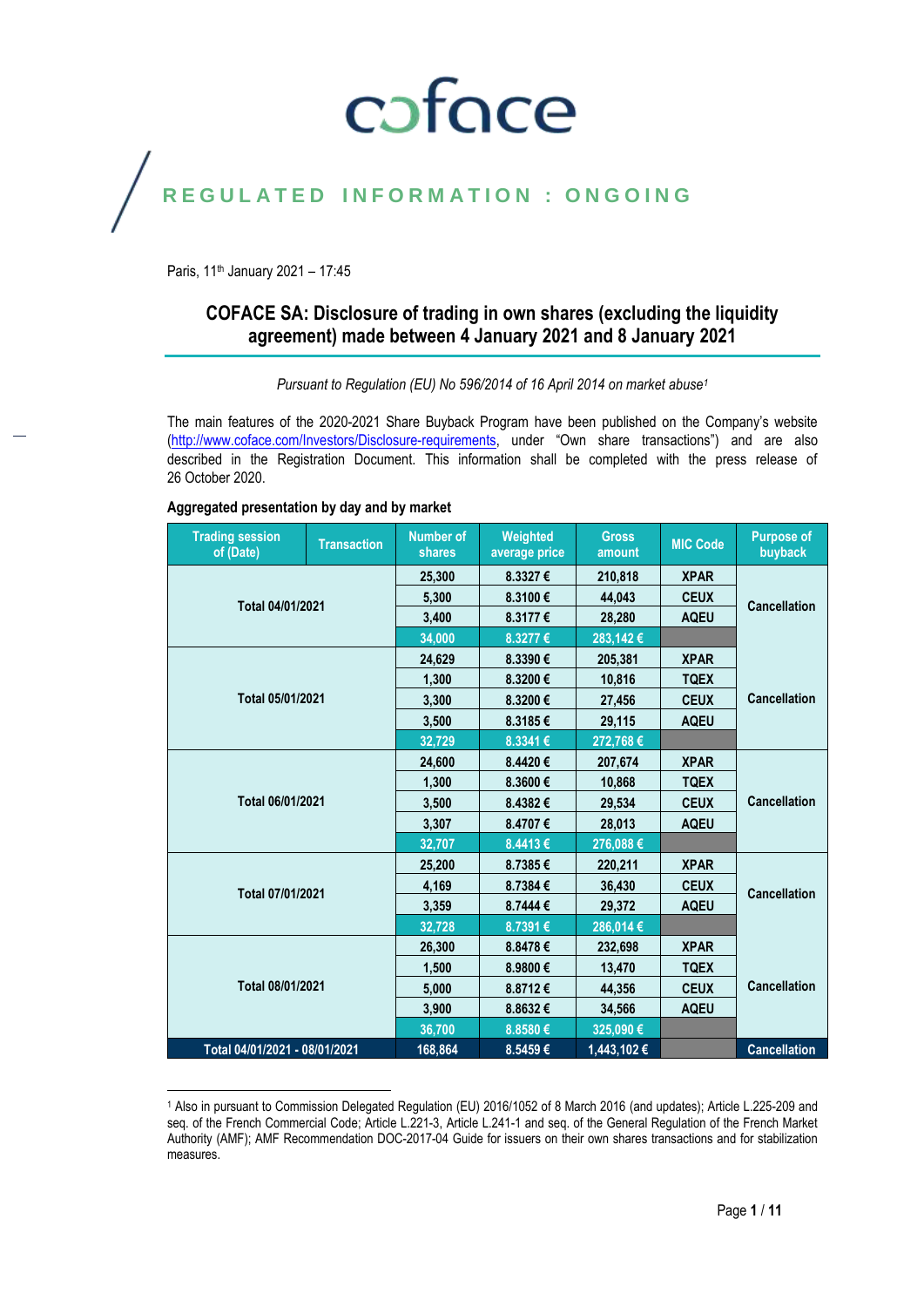coface

REGULATED INFORMATION : ONGOING

Paris, 11th January 2021 – 17:45

## COFACE SA: Disclosure of trading in own shares (excluding the liquidity agreement) made between 4 January 2021 and 8 January 2021

*Pursuant to Regulation (EU) No 596/2014 of 16 April 2014 on market abuse[1]*

The main features of the 2020-2021 Share Buyback Program have been published on the Company's website (http://www.coface.com/Investors/Disclosure-requirements, under "Own share transactions") and are also described in the Registration Document. This information shall be completed with the press release of 26 October 2020.

**Aggregated presentation by day and by market**

| Trading session of (Date) | Transaction | Number of shares | Weighted average price | Gross amount | MIC Code | Purpose of buyback |
|---|---|---|---|---|---|---|
| Total 04/01/2021 | | 25,300 | 8.3327 € | 210,818 | XPAR | Cancellation |
| | | 5,300 | 8.3100 € | 44,043 | CEUX | |
| | | 3,400 | 8.3177 € | 28,280 | AQEU | |
| | | 34,000 | 8.3277 € | 283,142 € | | |
| Total 05/01/2021 | | 24,629 | 8.3390 € | 205,381 | XPAR | Cancellation |
| | | 1,300 | 8.3200 € | 10,816 | TQEX | |
| | | 3,300 | 8.3200 € | 27,456 | CEUX | |
| | | 3,500 | 8.3185 € | 29,115 | AQEU | |
| | | 32,729 | 8.3341 € | 272,768 € | | |
| Total 06/01/2021 | | 24,600 | 8.4420 € | 207,674 | XPAR | Cancellation |
| | | 1,300 | 8.3600 € | 10,868 | TQEX | |
| | | 3,500 | 8.4382 € | 29,534 | CEUX | |
| | | 3,307 | 8.4707 € | 28,013 | AQEU | |
| | | 32,707 | 8.4413 € | 276,088 € | | |
| Total 07/01/2021 | | 25,200 | 8.7385 € | 220,211 | XPAR | Cancellation |
| | | 4,169 | 8.7384 € | 36,430 | CEUX | |
| | | 3,359 | 8.7444 € | 29,372 | AQEU | |
| | | 32,728 | 8.7391 € | 286,014 € | | |
| Total 08/01/2021 | | 26,300 | 8.8478 € | 232,698 | XPAR | Cancellation |
| | | 1,500 | 8.9800 € | 13,470 | TQEX | |
| | | 5,000 | 8.8712 € | 44,356 | CEUX | |
| | | 3,900 | 8.8632 € | 34,566 | AQEU | |
| | | 36,700 | 8.8580 € | 325,090 € | | |
| Total 04/01/2021 - 08/01/2021 | | 168,864 | 8.5459 € | 1,443,102 € | | Cancellation |

[1] Also in pursuant to Commission Delegated Regulation (EU) 2016/1052 of 8 March 2016 (and updates); Article L.225-209 and seq. of the French Commercial Code; Article L.221-3, Article L.241-1 and seq. of the General Regulation of the French Market Authority (AMF); AMF Recommendation DOC-2017-04 Guide for issuers on their own shares transactions and for stabilization measures.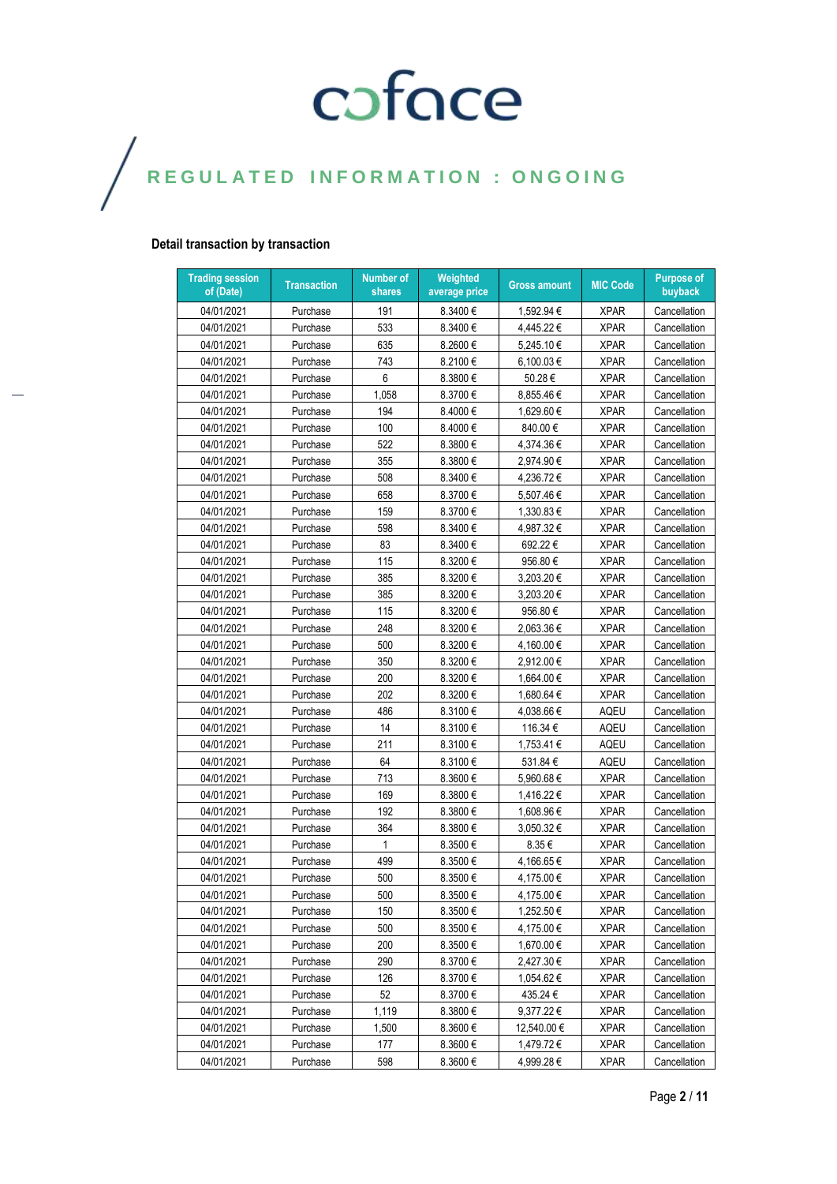coface

REGULATED INFORMATION : ONGOING

### Detail transaction by transaction

| Trading session of (Date) | Transaction | Number of shares | Weighted average price | Gross amount | MIC Code | Purpose of buyback |
|---|---|---|---|---|---|---|
| 04/01/2021 | Purchase | 191 | 8.3400 € | 1,592.94 € | XPAR | Cancellation |
| 04/01/2021 | Purchase | 533 | 8.3400 € | 4,445.22 € | XPAR | Cancellation |
| 04/01/2021 | Purchase | 635 | 8.2600 € | 5,245.10 € | XPAR | Cancellation |
| 04/01/2021 | Purchase | 743 | 8.2100 € | 6,100.03 € | XPAR | Cancellation |
| 04/01/2021 | Purchase | 6 | 8.3800 € | 50.28 € | XPAR | Cancellation |
| 04/01/2021 | Purchase | 1,058 | 8.3700 € | 8,855.46 € | XPAR | Cancellation |
| 04/01/2021 | Purchase | 194 | 8.4000 € | 1,629.60 € | XPAR | Cancellation |
| 04/01/2021 | Purchase | 100 | 8.4000 € | 840.00 € | XPAR | Cancellation |
| 04/01/2021 | Purchase | 522 | 8.3800 € | 4,374.36 € | XPAR | Cancellation |
| 04/01/2021 | Purchase | 355 | 8.3800 € | 2,974.90 € | XPAR | Cancellation |
| 04/01/2021 | Purchase | 508 | 8.3400 € | 4,236.72 € | XPAR | Cancellation |
| 04/01/2021 | Purchase | 658 | 8.3700 € | 5,507.46 € | XPAR | Cancellation |
| 04/01/2021 | Purchase | 159 | 8.3700 € | 1,330.83 € | XPAR | Cancellation |
| 04/01/2021 | Purchase | 598 | 8.3400 € | 4,987.32 € | XPAR | Cancellation |
| 04/01/2021 | Purchase | 83 | 8.3400 € | 692.22 € | XPAR | Cancellation |
| 04/01/2021 | Purchase | 115 | 8.3200 € | 956.80 € | XPAR | Cancellation |
| 04/01/2021 | Purchase | 385 | 8.3200 € | 3,203.20 € | XPAR | Cancellation |
| 04/01/2021 | Purchase | 385 | 8.3200 € | 3,203.20 € | XPAR | Cancellation |
| 04/01/2021 | Purchase | 115 | 8.3200 € | 956.80 € | XPAR | Cancellation |
| 04/01/2021 | Purchase | 248 | 8.3200 € | 2,063.36 € | XPAR | Cancellation |
| 04/01/2021 | Purchase | 500 | 8.3200 € | 4,160.00 € | XPAR | Cancellation |
| 04/01/2021 | Purchase | 350 | 8.3200 € | 2,912.00 € | XPAR | Cancellation |
| 04/01/2021 | Purchase | 200 | 8.3200 € | 1,664.00 € | XPAR | Cancellation |
| 04/01/2021 | Purchase | 202 | 8.3200 € | 1,680.64 € | XPAR | Cancellation |
| 04/01/2021 | Purchase | 486 | 8.3100 € | 4,038.66 € | AQEU | Cancellation |
| 04/01/2021 | Purchase | 14 | 8.3100 € | 116.34 € | AQEU | Cancellation |
| 04/01/2021 | Purchase | 211 | 8.3100 € | 1,753.41 € | AQEU | Cancellation |
| 04/01/2021 | Purchase | 64 | 8.3100 € | 531.84 € | AQEU | Cancellation |
| 04/01/2021 | Purchase | 713 | 8.3600 € | 5,960.68 € | XPAR | Cancellation |
| 04/01/2021 | Purchase | 169 | 8.3800 € | 1,416.22 € | XPAR | Cancellation |
| 04/01/2021 | Purchase | 192 | 8.3800 € | 1,608.96 € | XPAR | Cancellation |
| 04/01/2021 | Purchase | 364 | 8.3800 € | 3,050.32 € | XPAR | Cancellation |
| 04/01/2021 | Purchase | 1 | 8.3500 € | 8.35 € | XPAR | Cancellation |
| 04/01/2021 | Purchase | 499 | 8.3500 € | 4,166.65 € | XPAR | Cancellation |
| 04/01/2021 | Purchase | 500 | 8.3500 € | 4,175.00 € | XPAR | Cancellation |
| 04/01/2021 | Purchase | 500 | 8.3500 € | 4,175.00 € | XPAR | Cancellation |
| 04/01/2021 | Purchase | 150 | 8.3500 € | 1,252.50 € | XPAR | Cancellation |
| 04/01/2021 | Purchase | 500 | 8.3500 € | 4,175.00 € | XPAR | Cancellation |
| 04/01/2021 | Purchase | 200 | 8.3500 € | 1,670.00 € | XPAR | Cancellation |
| 04/01/2021 | Purchase | 290 | 8.3700 € | 2,427.30 € | XPAR | Cancellation |
| 04/01/2021 | Purchase | 126 | 8.3700 € | 1,054.62 € | XPAR | Cancellation |
| 04/01/2021 | Purchase | 52 | 8.3700 € | 435.24 € | XPAR | Cancellation |
| 04/01/2021 | Purchase | 1,119 | 8.3800 € | 9,377.22 € | XPAR | Cancellation |
| 04/01/2021 | Purchase | 1,500 | 8.3600 € | 12,540.00 € | XPAR | Cancellation |
| 04/01/2021 | Purchase | 177 | 8.3600 € | 1,479.72 € | XPAR | Cancellation |
| 04/01/2021 | Purchase | 598 | 8.3600 € | 4,999.28 € | XPAR | Cancellation |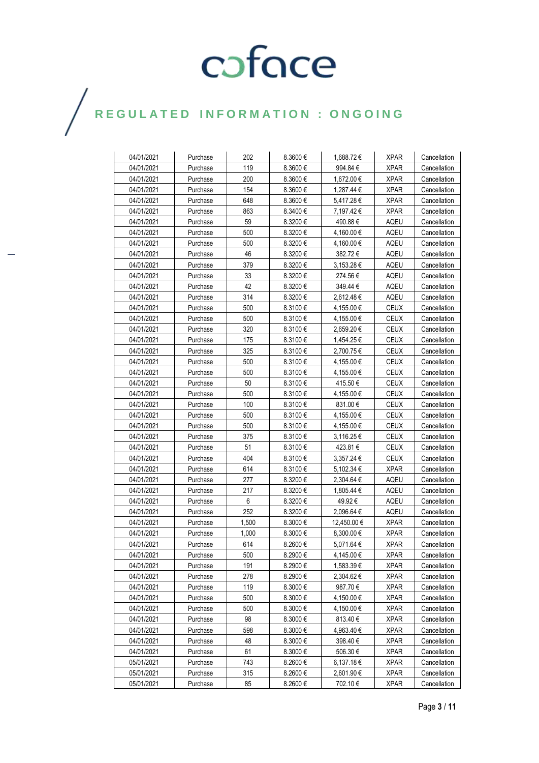# REGULATED INFORMATION : ONGOING

| 04/01/2021 | Purchase | 202 | 8.3600 € | 1,688.72 € | XPAR | Cancellation |
|---|---|---|---|---|---|---|
| 04/01/2021 | Purchase | 119 | 8.3600 € | 994.84 € | XPAR | Cancellation |
| 04/01/2021 | Purchase | 200 | 8.3600 € | 1,672.00 € | XPAR | Cancellation |
| 04/01/2021 | Purchase | 154 | 8.3600 € | 1,287.44 € | XPAR | Cancellation |
| 04/01/2021 | Purchase | 648 | 8.3600 € | 5,417.28 € | XPAR | Cancellation |
| 04/01/2021 | Purchase | 863 | 8.3400 € | 7,197.42 € | XPAR | Cancellation |
| 04/01/2021 | Purchase | 59 | 8.3200 € | 490.88 € | AQEU | Cancellation |
| 04/01/2021 | Purchase | 500 | 8.3200 € | 4,160.00 € | AQEU | Cancellation |
| 04/01/2021 | Purchase | 500 | 8.3200 € | 4,160.00 € | AQEU | Cancellation |
| 04/01/2021 | Purchase | 46 | 8.3200 € | 382.72 € | AQEU | Cancellation |
| 04/01/2021 | Purchase | 379 | 8.3200 € | 3,153.28 € | AQEU | Cancellation |
| 04/01/2021 | Purchase | 33 | 8.3200 € | 274.56 € | AQEU | Cancellation |
| 04/01/2021 | Purchase | 42 | 8.3200 € | 349.44 € | AQEU | Cancellation |
| 04/01/2021 | Purchase | 314 | 8.3200 € | 2,612.48 € | AQEU | Cancellation |
| 04/01/2021 | Purchase | 500 | 8.3100 € | 4,155.00 € | CEUX | Cancellation |
| 04/01/2021 | Purchase | 500 | 8.3100 € | 4,155.00 € | CEUX | Cancellation |
| 04/01/2021 | Purchase | 320 | 8.3100 € | 2,659.20 € | CEUX | Cancellation |
| 04/01/2021 | Purchase | 175 | 8.3100 € | 1,454.25 € | CEUX | Cancellation |
| 04/01/2021 | Purchase | 325 | 8.3100 € | 2,700.75 € | CEUX | Cancellation |
| 04/01/2021 | Purchase | 500 | 8.3100 € | 4,155.00 € | CEUX | Cancellation |
| 04/01/2021 | Purchase | 500 | 8.3100 € | 4,155.00 € | CEUX | Cancellation |
| 04/01/2021 | Purchase | 50 | 8.3100 € | 415.50 € | CEUX | Cancellation |
| 04/01/2021 | Purchase | 500 | 8.3100 € | 4,155.00 € | CEUX | Cancellation |
| 04/01/2021 | Purchase | 100 | 8.3100 € | 831.00 € | CEUX | Cancellation |
| 04/01/2021 | Purchase | 500 | 8.3100 € | 4,155.00 € | CEUX | Cancellation |
| 04/01/2021 | Purchase | 500 | 8.3100 € | 4,155.00 € | CEUX | Cancellation |
| 04/01/2021 | Purchase | 375 | 8.3100 € | 3,116.25 € | CEUX | Cancellation |
| 04/01/2021 | Purchase | 51 | 8.3100 € | 423.81 € | CEUX | Cancellation |
| 04/01/2021 | Purchase | 404 | 8.3100 € | 3,357.24 € | CEUX | Cancellation |
| 04/01/2021 | Purchase | 614 | 8.3100 € | 5,102.34 € | XPAR | Cancellation |
| 04/01/2021 | Purchase | 277 | 8.3200 € | 2,304.64 € | AQEU | Cancellation |
| 04/01/2021 | Purchase | 217 | 8.3200 € | 1,805.44 € | AQEU | Cancellation |
| 04/01/2021 | Purchase | 6 | 8.3200 € | 49.92 € | AQEU | Cancellation |
| 04/01/2021 | Purchase | 252 | 8.3200 € | 2,096.64 € | AQEU | Cancellation |
| 04/01/2021 | Purchase | 1,500 | 8.3000 € | 12,450.00 € | XPAR | Cancellation |
| 04/01/2021 | Purchase | 1,000 | 8.3000 € | 8,300.00 € | XPAR | Cancellation |
| 04/01/2021 | Purchase | 614 | 8.2600 € | 5,071.64 € | XPAR | Cancellation |
| 04/01/2021 | Purchase | 500 | 8.2900 € | 4,145.00 € | XPAR | Cancellation |
| 04/01/2021 | Purchase | 191 | 8.2900 € | 1,583.39 € | XPAR | Cancellation |
| 04/01/2021 | Purchase | 278 | 8.2900 € | 2,304.62 € | XPAR | Cancellation |
| 04/01/2021 | Purchase | 119 | 8.3000 € | 987.70 € | XPAR | Cancellation |
| 04/01/2021 | Purchase | 500 | 8.3000 € | 4,150.00 € | XPAR | Cancellation |
| 04/01/2021 | Purchase | 500 | 8.3000 € | 4,150.00 € | XPAR | Cancellation |
| 04/01/2021 | Purchase | 98 | 8.3000 € | 813.40 € | XPAR | Cancellation |
| 04/01/2021 | Purchase | 598 | 8.3000 € | 4,963.40 € | XPAR | Cancellation |
| 04/01/2021 | Purchase | 48 | 8.3000 € | 398.40 € | XPAR | Cancellation |
| 04/01/2021 | Purchase | 61 | 8.3000 € | 506.30 € | XPAR | Cancellation |
| 05/01/2021 | Purchase | 743 | 8.2600 € | 6,137.18 € | XPAR | Cancellation |
| 05/01/2021 | Purchase | 315 | 8.2600 € | 2,601.90 € | XPAR | Cancellation |
| 05/01/2021 | Purchase | 85 | 8.2600 € | 702.10 € | XPAR | Cancellation |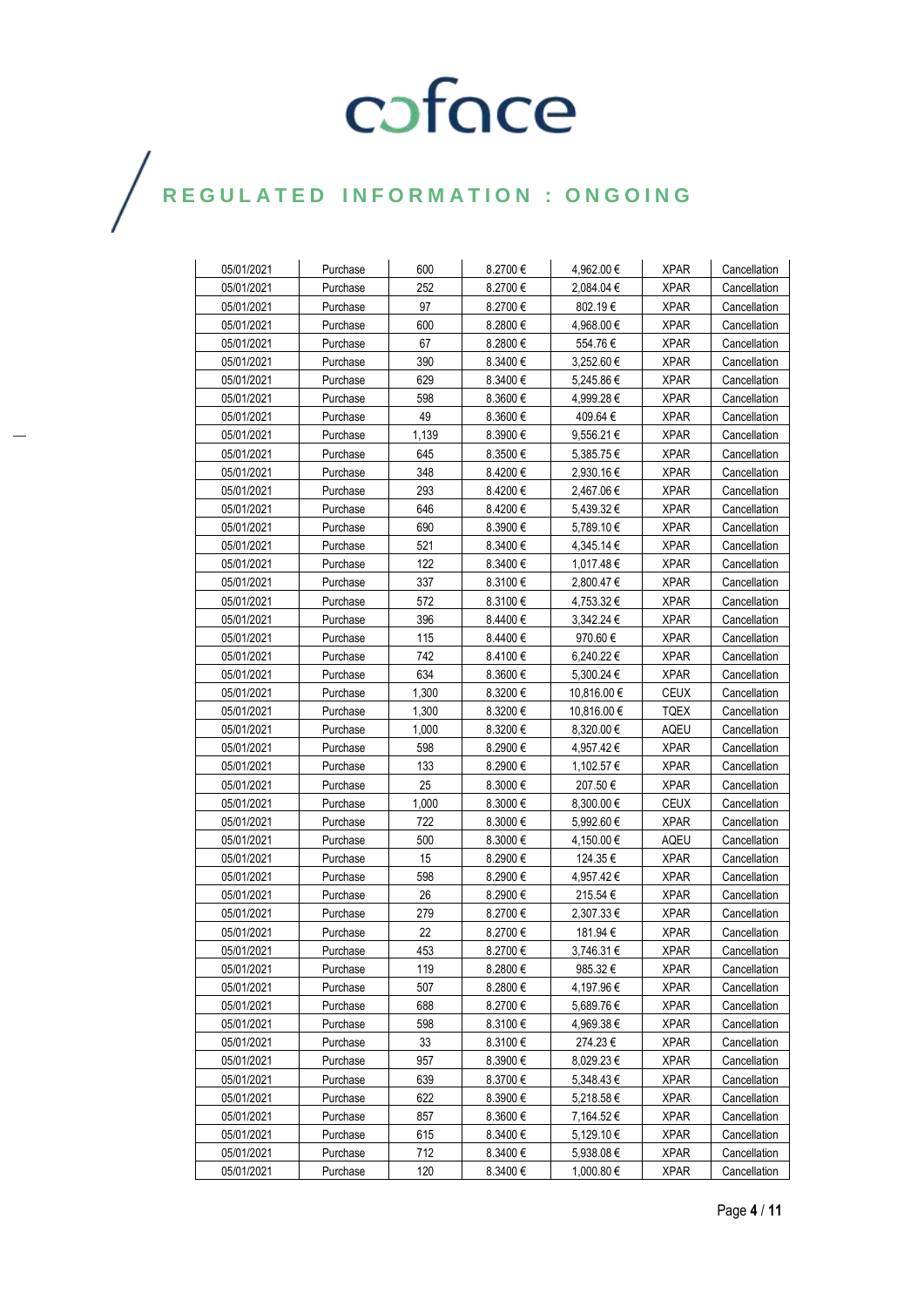| | | | | | | |
|---|---|---|---|---|---|---|
| 05/01/2021 | Purchase | 600 | 8.2700 € | 4,962.00 € | XPAR | Cancellation |
| 05/01/2021 | Purchase | 252 | 8.2700 € | 2,084.04 € | XPAR | Cancellation |
| 05/01/2021 | Purchase | 97 | 8.2700 € | 802.19 € | XPAR | Cancellation |
| 05/01/2021 | Purchase | 600 | 8.2800 € | 4,968.00 € | XPAR | Cancellation |
| 05/01/2021 | Purchase | 67 | 8.2800 € | 554.76 € | XPAR | Cancellation |
| 05/01/2021 | Purchase | 390 | 8.3400 € | 3,252.60 € | XPAR | Cancellation |
| 05/01/2021 | Purchase | 629 | 8.3400 € | 5,245.86 € | XPAR | Cancellation |
| 05/01/2021 | Purchase | 598 | 8.3600 € | 4,999.28 € | XPAR | Cancellation |
| 05/01/2021 | Purchase | 49 | 8.3600 € | 409.64 € | XPAR | Cancellation |
| 05/01/2021 | Purchase | 1,139 | 8.3900 € | 9,556.21 € | XPAR | Cancellation |
| 05/01/2021 | Purchase | 645 | 8.3500 € | 5,385.75 € | XPAR | Cancellation |
| 05/01/2021 | Purchase | 348 | 8.4200 € | 2,930.16 € | XPAR | Cancellation |
| 05/01/2021 | Purchase | 293 | 8.4200 € | 2,467.06 € | XPAR | Cancellation |
| 05/01/2021 | Purchase | 646 | 8.4200 € | 5,439.32 € | XPAR | Cancellation |
| 05/01/2021 | Purchase | 690 | 8.3900 € | 5,789.10 € | XPAR | Cancellation |
| 05/01/2021 | Purchase | 521 | 8.3400 € | 4,345.14 € | XPAR | Cancellation |
| 05/01/2021 | Purchase | 122 | 8.3400 € | 1,017.48 € | XPAR | Cancellation |
| 05/01/2021 | Purchase | 337 | 8.3100 € | 2,800.47 € | XPAR | Cancellation |
| 05/01/2021 | Purchase | 572 | 8.3100 € | 4,753.32 € | XPAR | Cancellation |
| 05/01/2021 | Purchase | 396 | 8.4400 € | 3,342.24 € | XPAR | Cancellation |
| 05/01/2021 | Purchase | 115 | 8.4400 € | 970.60 € | XPAR | Cancellation |
| 05/01/2021 | Purchase | 742 | 8.4100 € | 6,240.22 € | XPAR | Cancellation |
| 05/01/2021 | Purchase | 634 | 8.3600 € | 5,300.24 € | XPAR | Cancellation |
| 05/01/2021 | Purchase | 1,300 | 8.3200 € | 10,816.00 € | CEUX | Cancellation |
| 05/01/2021 | Purchase | 1,300 | 8.3200 € | 10,816.00 € | TQEX | Cancellation |
| 05/01/2021 | Purchase | 1,000 | 8.3200 € | 8,320.00 € | AQEU | Cancellation |
| 05/01/2021 | Purchase | 598 | 8.2900 € | 4,957.42 € | XPAR | Cancellation |
| 05/01/2021 | Purchase | 133 | 8.2900 € | 1,102.57 € | XPAR | Cancellation |
| 05/01/2021 | Purchase | 25 | 8.3000 € | 207.50 € | XPAR | Cancellation |
| 05/01/2021 | Purchase | 1,000 | 8.3000 € | 8,300.00 € | CEUX | Cancellation |
| 05/01/2021 | Purchase | 722 | 8.3000 € | 5,992.60 € | XPAR | Cancellation |
| 05/01/2021 | Purchase | 500 | 8.3000 € | 4,150.00 € | AQEU | Cancellation |
| 05/01/2021 | Purchase | 15 | 8.2900 € | 124.35 € | XPAR | Cancellation |
| 05/01/2021 | Purchase | 598 | 8.2900 € | 4,957.42 € | XPAR | Cancellation |
| 05/01/2021 | Purchase | 26 | 8.2900 € | 215.54 € | XPAR | Cancellation |
| 05/01/2021 | Purchase | 279 | 8.2700 € | 2,307.33 € | XPAR | Cancellation |
| 05/01/2021 | Purchase | 22 | 8.2700 € | 181.94 € | XPAR | Cancellation |
| 05/01/2021 | Purchase | 453 | 8.2700 € | 3,746.31 € | XPAR | Cancellation |
| 05/01/2021 | Purchase | 119 | 8.2800 € | 985.32 € | XPAR | Cancellation |
| 05/01/2021 | Purchase | 507 | 8.2800 € | 4,197.96 € | XPAR | Cancellation |
| 05/01/2021 | Purchase | 688 | 8.2700 € | 5,689.76 € | XPAR | Cancellation |
| 05/01/2021 | Purchase | 598 | 8.3100 € | 4,969.38 € | XPAR | Cancellation |
| 05/01/2021 | Purchase | 33 | 8.3100 € | 274.23 € | XPAR | Cancellation |
| 05/01/2021 | Purchase | 957 | 8.3900 € | 8,029.23 € | XPAR | Cancellation |
| 05/01/2021 | Purchase | 639 | 8.3700 € | 5,348.43 € | XPAR | Cancellation |
| 05/01/2021 | Purchase | 622 | 8.3900 € | 5,218.58 € | XPAR | Cancellation |
| 05/01/2021 | Purchase | 857 | 8.3600 € | 7,164.52 € | XPAR | Cancellation |
| 05/01/2021 | Purchase | 615 | 8.3400 € | 5,129.10 € | XPAR | Cancellation |
| 05/01/2021 | Purchase | 712 | 8.3400 € | 5,938.08 € | XPAR | Cancellation |
| 05/01/2021 | Purchase | 120 | 8.3400 € | 1,000.80 € | XPAR | Cancellation |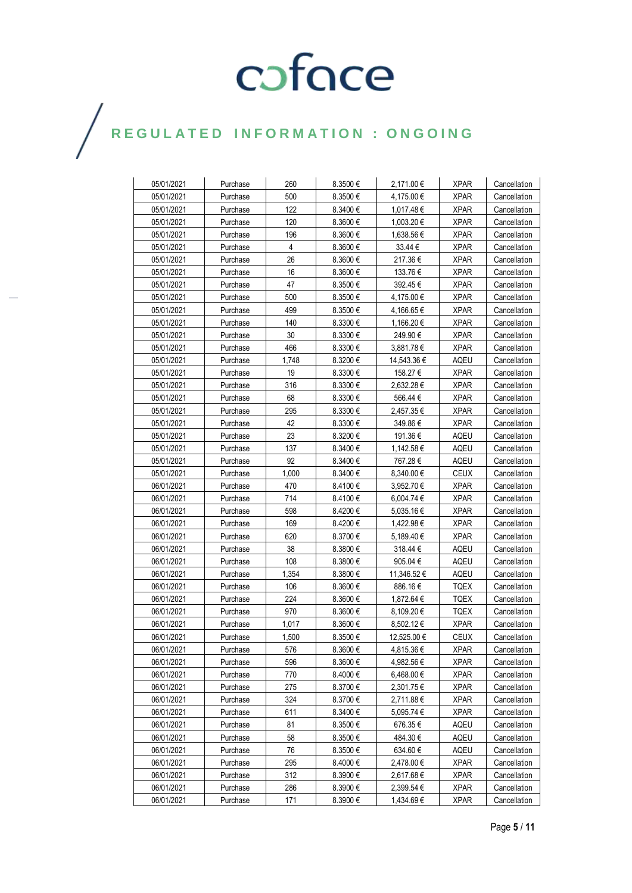# coface

## REGULATED INFORMATION : ONGOING

| 05/01/2021 | Purchase | 260 | 8.3500 € | 2,171.00 € | XPAR | Cancellation |
|---|---|---|---|---|---|---|
| 05/01/2021 | Purchase | 500 | 8.3500 € | 4,175.00 € | XPAR | Cancellation |
| 05/01/2021 | Purchase | 122 | 8.3400 € | 1,017.48 € | XPAR | Cancellation |
| 05/01/2021 | Purchase | 120 | 8.3600 € | 1,003.20 € | XPAR | Cancellation |
| 05/01/2021 | Purchase | 196 | 8.3600 € | 1,638.56 € | XPAR | Cancellation |
| 05/01/2021 | Purchase | 4 | 8.3600 € | 33.44 € | XPAR | Cancellation |
| 05/01/2021 | Purchase | 26 | 8.3600 € | 217.36 € | XPAR | Cancellation |
| 05/01/2021 | Purchase | 16 | 8.3600 € | 133.76 € | XPAR | Cancellation |
| 05/01/2021 | Purchase | 47 | 8.3500 € | 392.45 € | XPAR | Cancellation |
| 05/01/2021 | Purchase | 500 | 8.3500 € | 4,175.00 € | XPAR | Cancellation |
| 05/01/2021 | Purchase | 499 | 8.3500 € | 4,166.65 € | XPAR | Cancellation |
| 05/01/2021 | Purchase | 140 | 8.3300 € | 1,166.20 € | XPAR | Cancellation |
| 05/01/2021 | Purchase | 30 | 8.3300 € | 249.90 € | XPAR | Cancellation |
| 05/01/2021 | Purchase | 466 | 8.3300 € | 3,881.78 € | XPAR | Cancellation |
| 05/01/2021 | Purchase | 1,748 | 8.3200 € | 14,543.36 € | AQEU | Cancellation |
| 05/01/2021 | Purchase | 19 | 8.3300 € | 158.27 € | XPAR | Cancellation |
| 05/01/2021 | Purchase | 316 | 8.3300 € | 2,632.28 € | XPAR | Cancellation |
| 05/01/2021 | Purchase | 68 | 8.3300 € | 566.44 € | XPAR | Cancellation |
| 05/01/2021 | Purchase | 295 | 8.3300 € | 2,457.35 € | XPAR | Cancellation |
| 05/01/2021 | Purchase | 42 | 8.3300 € | 349.86 € | XPAR | Cancellation |
| 05/01/2021 | Purchase | 23 | 8.3200 € | 191.36 € | AQEU | Cancellation |
| 05/01/2021 | Purchase | 137 | 8.3400 € | 1,142.58 € | AQEU | Cancellation |
| 05/01/2021 | Purchase | 92 | 8.3400 € | 767.28 € | AQEU | Cancellation |
| 05/01/2021 | Purchase | 1,000 | 8.3400 € | 8,340.00 € | CEUX | Cancellation |
| 06/01/2021 | Purchase | 470 | 8.4100 € | 3,952.70 € | XPAR | Cancellation |
| 06/01/2021 | Purchase | 714 | 8.4100 € | 6,004.74 € | XPAR | Cancellation |
| 06/01/2021 | Purchase | 598 | 8.4200 € | 5,035.16 € | XPAR | Cancellation |
| 06/01/2021 | Purchase | 169 | 8.4200 € | 1,422.98 € | XPAR | Cancellation |
| 06/01/2021 | Purchase | 620 | 8.3700 € | 5,189.40 € | XPAR | Cancellation |
| 06/01/2021 | Purchase | 38 | 8.3800 € | 318.44 € | AQEU | Cancellation |
| 06/01/2021 | Purchase | 108 | 8.3800 € | 905.04 € | AQEU | Cancellation |
| 06/01/2021 | Purchase | 1,354 | 8.3800 € | 11,346.52 € | AQEU | Cancellation |
| 06/01/2021 | Purchase | 106 | 8.3600 € | 886.16 € | TQEX | Cancellation |
| 06/01/2021 | Purchase | 224 | 8.3600 € | 1,872.64 € | TQEX | Cancellation |
| 06/01/2021 | Purchase | 970 | 8.3600 € | 8,109.20 € | TQEX | Cancellation |
| 06/01/2021 | Purchase | 1,017 | 8.3600 € | 8,502.12 € | XPAR | Cancellation |
| 06/01/2021 | Purchase | 1,500 | 8.3500 € | 12,525.00 € | CEUX | Cancellation |
| 06/01/2021 | Purchase | 576 | 8.3600 € | 4,815.36 € | XPAR | Cancellation |
| 06/01/2021 | Purchase | 596 | 8.3600 € | 4,982.56 € | XPAR | Cancellation |
| 06/01/2021 | Purchase | 770 | 8.4000 € | 6,468.00 € | XPAR | Cancellation |
| 06/01/2021 | Purchase | 275 | 8.3700 € | 2,301.75 € | XPAR | Cancellation |
| 06/01/2021 | Purchase | 324 | 8.3700 € | 2,711.88 € | XPAR | Cancellation |
| 06/01/2021 | Purchase | 611 | 8.3400 € | 5,095.74 € | XPAR | Cancellation |
| 06/01/2021 | Purchase | 81 | 8.3500 € | 676.35 € | AQEU | Cancellation |
| 06/01/2021 | Purchase | 58 | 8.3500 € | 484.30 € | AQEU | Cancellation |
| 06/01/2021 | Purchase | 76 | 8.3500 € | 634.60 € | AQEU | Cancellation |
| 06/01/2021 | Purchase | 295 | 8.4000 € | 2,478.00 € | XPAR | Cancellation |
| 06/01/2021 | Purchase | 312 | 8.3900 € | 2,617.68 € | XPAR | Cancellation |
| 06/01/2021 | Purchase | 286 | 8.3900 € | 2,399.54 € | XPAR | Cancellation |
| 06/01/2021 | Purchase | 171 | 8.3900 € | 1,434.69 € | XPAR | Cancellation |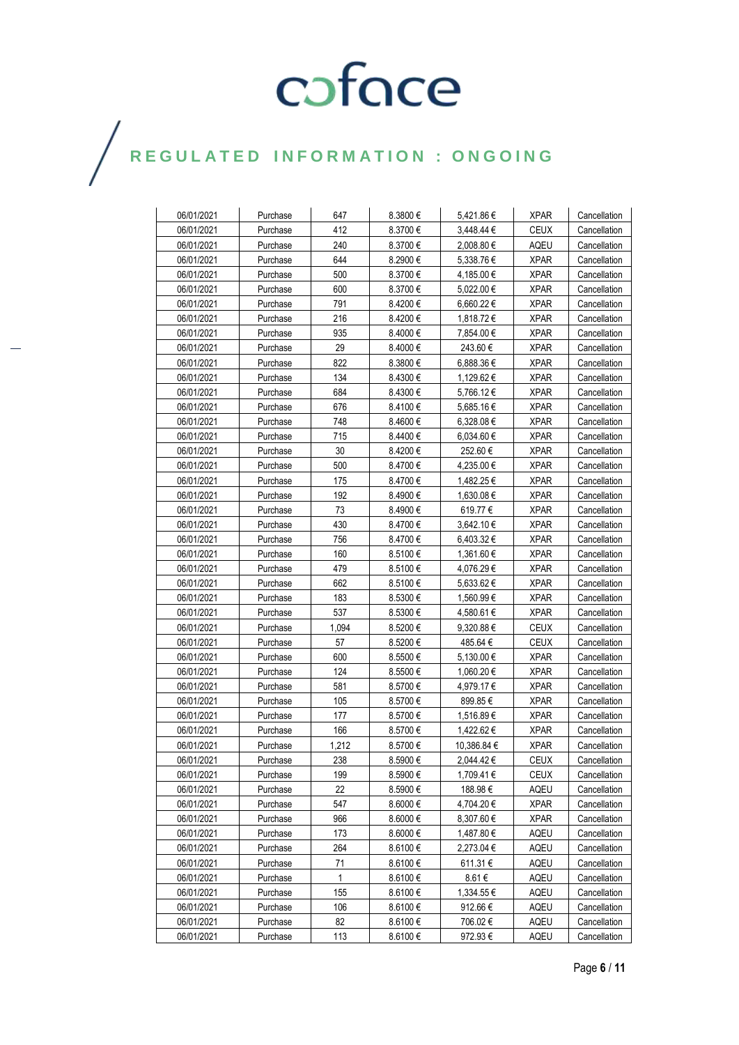| | | | | | | |
|---|---|---|---|---|---|---|
| 06/01/2021 | Purchase | 647 | 8.3800 € | 5,421.86 € | XPAR | Cancellation |
| 06/01/2021 | Purchase | 412 | 8.3700 € | 3,448.44 € | CEUX | Cancellation |
| 06/01/2021 | Purchase | 240 | 8.3700 € | 2,008.80 € | AQEU | Cancellation |
| 06/01/2021 | Purchase | 644 | 8.2900 € | 5,338.76 € | XPAR | Cancellation |
| 06/01/2021 | Purchase | 500 | 8.3700 € | 4,185.00 € | XPAR | Cancellation |
| 06/01/2021 | Purchase | 600 | 8.3700 € | 5,022.00 € | XPAR | Cancellation |
| 06/01/2021 | Purchase | 791 | 8.4200 € | 6,660.22 € | XPAR | Cancellation |
| 06/01/2021 | Purchase | 216 | 8.4200 € | 1,818.72 € | XPAR | Cancellation |
| 06/01/2021 | Purchase | 935 | 8.4000 € | 7,854.00 € | XPAR | Cancellation |
| 06/01/2021 | Purchase | 29 | 8.4000 € | 243.60 € | XPAR | Cancellation |
| 06/01/2021 | Purchase | 822 | 8.3800 € | 6,888.36 € | XPAR | Cancellation |
| 06/01/2021 | Purchase | 134 | 8.4300 € | 1,129.62 € | XPAR | Cancellation |
| 06/01/2021 | Purchase | 684 | 8.4300 € | 5,766.12 € | XPAR | Cancellation |
| 06/01/2021 | Purchase | 676 | 8.4100 € | 5,685.16 € | XPAR | Cancellation |
| 06/01/2021 | Purchase | 748 | 8.4600 € | 6,328.08 € | XPAR | Cancellation |
| 06/01/2021 | Purchase | 715 | 8.4400 € | 6,034.60 € | XPAR | Cancellation |
| 06/01/2021 | Purchase | 30 | 8.4200 € | 252.60 € | XPAR | Cancellation |
| 06/01/2021 | Purchase | 500 | 8.4700 € | 4,235.00 € | XPAR | Cancellation |
| 06/01/2021 | Purchase | 175 | 8.4700 € | 1,482.25 € | XPAR | Cancellation |
| 06/01/2021 | Purchase | 192 | 8.4900 € | 1,630.08 € | XPAR | Cancellation |
| 06/01/2021 | Purchase | 73 | 8.4900 € | 619.77 € | XPAR | Cancellation |
| 06/01/2021 | Purchase | 430 | 8.4700 € | 3,642.10 € | XPAR | Cancellation |
| 06/01/2021 | Purchase | 756 | 8.4700 € | 6,403.32 € | XPAR | Cancellation |
| 06/01/2021 | Purchase | 160 | 8.5100 € | 1,361.60 € | XPAR | Cancellation |
| 06/01/2021 | Purchase | 479 | 8.5100 € | 4,076.29 € | XPAR | Cancellation |
| 06/01/2021 | Purchase | 662 | 8.5100 € | 5,633.62 € | XPAR | Cancellation |
| 06/01/2021 | Purchase | 183 | 8.5300 € | 1,560.99 € | XPAR | Cancellation |
| 06/01/2021 | Purchase | 537 | 8.5300 € | 4,580.61 € | XPAR | Cancellation |
| 06/01/2021 | Purchase | 1,094 | 8.5200 € | 9,320.88 € | CEUX | Cancellation |
| 06/01/2021 | Purchase | 57 | 8.5200 € | 485.64 € | CEUX | Cancellation |
| 06/01/2021 | Purchase | 600 | 8.5500 € | 5,130.00 € | XPAR | Cancellation |
| 06/01/2021 | Purchase | 124 | 8.5500 € | 1,060.20 € | XPAR | Cancellation |
| 06/01/2021 | Purchase | 581 | 8.5700 € | 4,979.17 € | XPAR | Cancellation |
| 06/01/2021 | Purchase | 105 | 8.5700 € | 899.85 € | XPAR | Cancellation |
| 06/01/2021 | Purchase | 177 | 8.5700 € | 1,516.89 € | XPAR | Cancellation |
| 06/01/2021 | Purchase | 166 | 8.5700 € | 1,422.62 € | XPAR | Cancellation |
| 06/01/2021 | Purchase | 1,212 | 8.5700 € | 10,386.84 € | XPAR | Cancellation |
| 06/01/2021 | Purchase | 238 | 8.5900 € | 2,044.42 € | CEUX | Cancellation |
| 06/01/2021 | Purchase | 199 | 8.5900 € | 1,709.41 € | CEUX | Cancellation |
| 06/01/2021 | Purchase | 22 | 8.5900 € | 188.98 € | AQEU | Cancellation |
| 06/01/2021 | Purchase | 547 | 8.6000 € | 4,704.20 € | XPAR | Cancellation |
| 06/01/2021 | Purchase | 966 | 8.6000 € | 8,307.60 € | XPAR | Cancellation |
| 06/01/2021 | Purchase | 173 | 8.6000 € | 1,487.80 € | AQEU | Cancellation |
| 06/01/2021 | Purchase | 264 | 8.6100 € | 2,273.04 € | AQEU | Cancellation |
| 06/01/2021 | Purchase | 71 | 8.6100 € | 611.31 € | AQEU | Cancellation |
| 06/01/2021 | Purchase | 1 | 8.6100 € | 8.61 € | AQEU | Cancellation |
| 06/01/2021 | Purchase | 155 | 8.6100 € | 1,334.55 € | AQEU | Cancellation |
| 06/01/2021 | Purchase | 106 | 8.6100 € | 912.66 € | AQEU | Cancellation |
| 06/01/2021 | Purchase | 82 | 8.6100 € | 706.02 € | AQEU | Cancellation |
| 06/01/2021 | Purchase | 113 | 8.6100 € | 972.93 € | AQEU | Cancellation |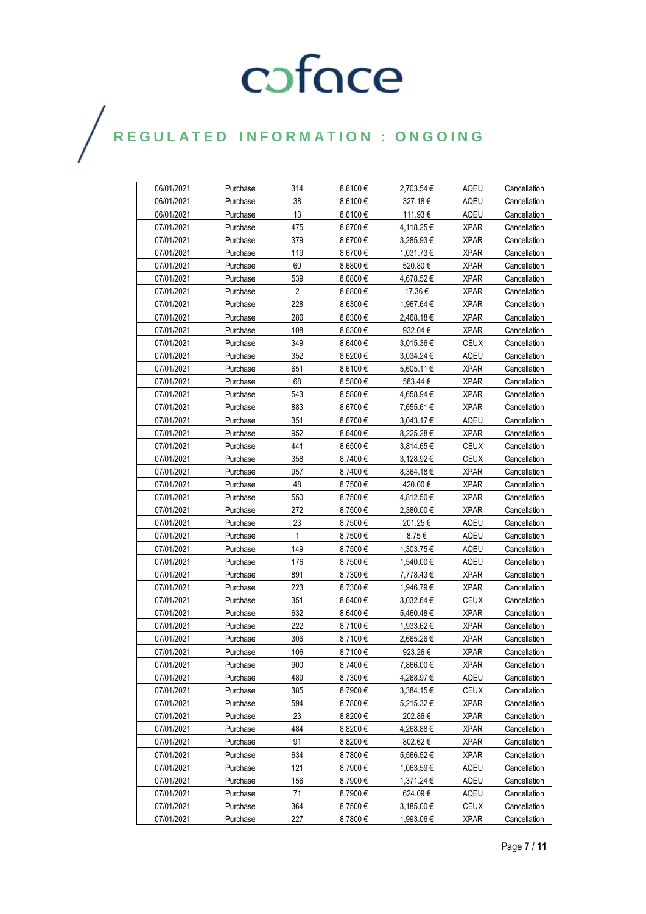# REGULATED INFORMATION : ONGOING

| 06/01/2021 | Purchase | 314 | 8.6100 € | 2,703.54 € | AQEU | Cancellation |
|---|---|---|---|---|---|---|
| 06/01/2021 | Purchase | 38 | 8.6100 € | 327.18 € | AQEU | Cancellation |
| 06/01/2021 | Purchase | 13 | 8.6100 € | 111.93 € | AQEU | Cancellation |
| 07/01/2021 | Purchase | 475 | 8.6700 € | 4,118.25 € | XPAR | Cancellation |
| 07/01/2021 | Purchase | 379 | 8.6700 € | 3,285.93 € | XPAR | Cancellation |
| 07/01/2021 | Purchase | 119 | 8.6700 € | 1,031.73 € | XPAR | Cancellation |
| 07/01/2021 | Purchase | 60 | 8.6800 € | 520.80 € | XPAR | Cancellation |
| 07/01/2021 | Purchase | 539 | 8.6800 € | 4,678.52 € | XPAR | Cancellation |
| 07/01/2021 | Purchase | 2 | 8.6800 € | 17.36 € | XPAR | Cancellation |
| 07/01/2021 | Purchase | 228 | 8.6300 € | 1,967.64 € | XPAR | Cancellation |
| 07/01/2021 | Purchase | 286 | 8.6300 € | 2,468.18 € | XPAR | Cancellation |
| 07/01/2021 | Purchase | 108 | 8.6300 € | 932.04 € | XPAR | Cancellation |
| 07/01/2021 | Purchase | 349 | 8.6400 € | 3,015.36 € | CEUX | Cancellation |
| 07/01/2021 | Purchase | 352 | 8.6200 € | 3,034.24 € | AQEU | Cancellation |
| 07/01/2021 | Purchase | 651 | 8.6100 € | 5,605.11 € | XPAR | Cancellation |
| 07/01/2021 | Purchase | 68 | 8.5800 € | 583.44 € | XPAR | Cancellation |
| 07/01/2021 | Purchase | 543 | 8.5800 € | 4,658.94 € | XPAR | Cancellation |
| 07/01/2021 | Purchase | 883 | 8.6700 € | 7,655.61 € | XPAR | Cancellation |
| 07/01/2021 | Purchase | 351 | 8.6700 € | 3,043.17 € | AQEU | Cancellation |
| 07/01/2021 | Purchase | 952 | 8.6400 € | 8,225.28 € | XPAR | Cancellation |
| 07/01/2021 | Purchase | 441 | 8.6500 € | 3,814.65 € | CEUX | Cancellation |
| 07/01/2021 | Purchase | 358 | 8.7400 € | 3,128.92 € | CEUX | Cancellation |
| 07/01/2021 | Purchase | 957 | 8.7400 € | 8,364.18 € | XPAR | Cancellation |
| 07/01/2021 | Purchase | 48 | 8.7500 € | 420.00 € | XPAR | Cancellation |
| 07/01/2021 | Purchase | 550 | 8.7500 € | 4,812.50 € | XPAR | Cancellation |
| 07/01/2021 | Purchase | 272 | 8.7500 € | 2,380.00 € | XPAR | Cancellation |
| 07/01/2021 | Purchase | 23 | 8.7500 € | 201.25 € | AQEU | Cancellation |
| 07/01/2021 | Purchase | 1 | 8.7500 € | 8.75 € | AQEU | Cancellation |
| 07/01/2021 | Purchase | 149 | 8.7500 € | 1,303.75 € | AQEU | Cancellation |
| 07/01/2021 | Purchase | 176 | 8.7500 € | 1,540.00 € | AQEU | Cancellation |
| 07/01/2021 | Purchase | 891 | 8.7300 € | 7,778.43 € | XPAR | Cancellation |
| 07/01/2021 | Purchase | 223 | 8.7300 € | 1,946.79 € | XPAR | Cancellation |
| 07/01/2021 | Purchase | 351 | 8.6400 € | 3,032.64 € | CEUX | Cancellation |
| 07/01/2021 | Purchase | 632 | 8.6400 € | 5,460.48 € | XPAR | Cancellation |
| 07/01/2021 | Purchase | 222 | 8.7100 € | 1,933.62 € | XPAR | Cancellation |
| 07/01/2021 | Purchase | 306 | 8.7100 € | 2,665.26 € | XPAR | Cancellation |
| 07/01/2021 | Purchase | 106 | 8.7100 € | 923.26 € | XPAR | Cancellation |
| 07/01/2021 | Purchase | 900 | 8.7400 € | 7,866.00 € | XPAR | Cancellation |
| 07/01/2021 | Purchase | 489 | 8.7300 € | 4,268.97 € | AQEU | Cancellation |
| 07/01/2021 | Purchase | 385 | 8.7900 € | 3,384.15 € | CEUX | Cancellation |
| 07/01/2021 | Purchase | 594 | 8.7800 € | 5,215.32 € | XPAR | Cancellation |
| 07/01/2021 | Purchase | 23 | 8.8200 € | 202.86 € | XPAR | Cancellation |
| 07/01/2021 | Purchase | 484 | 8.8200 € | 4,268.88 € | XPAR | Cancellation |
| 07/01/2021 | Purchase | 91 | 8.8200 € | 802.62 € | XPAR | Cancellation |
| 07/01/2021 | Purchase | 634 | 8.7800 € | 5,566.52 € | XPAR | Cancellation |
| 07/01/2021 | Purchase | 121 | 8.7900 € | 1,063.59 € | AQEU | Cancellation |
| 07/01/2021 | Purchase | 156 | 8.7900 € | 1,371.24 € | AQEU | Cancellation |
| 07/01/2021 | Purchase | 71 | 8.7900 € | 624.09 € | AQEU | Cancellation |
| 07/01/2021 | Purchase | 364 | 8.7500 € | 3,185.00 € | CEUX | Cancellation |
| 07/01/2021 | Purchase | 227 | 8.7800 € | 1,993.06 € | XPAR | Cancellation |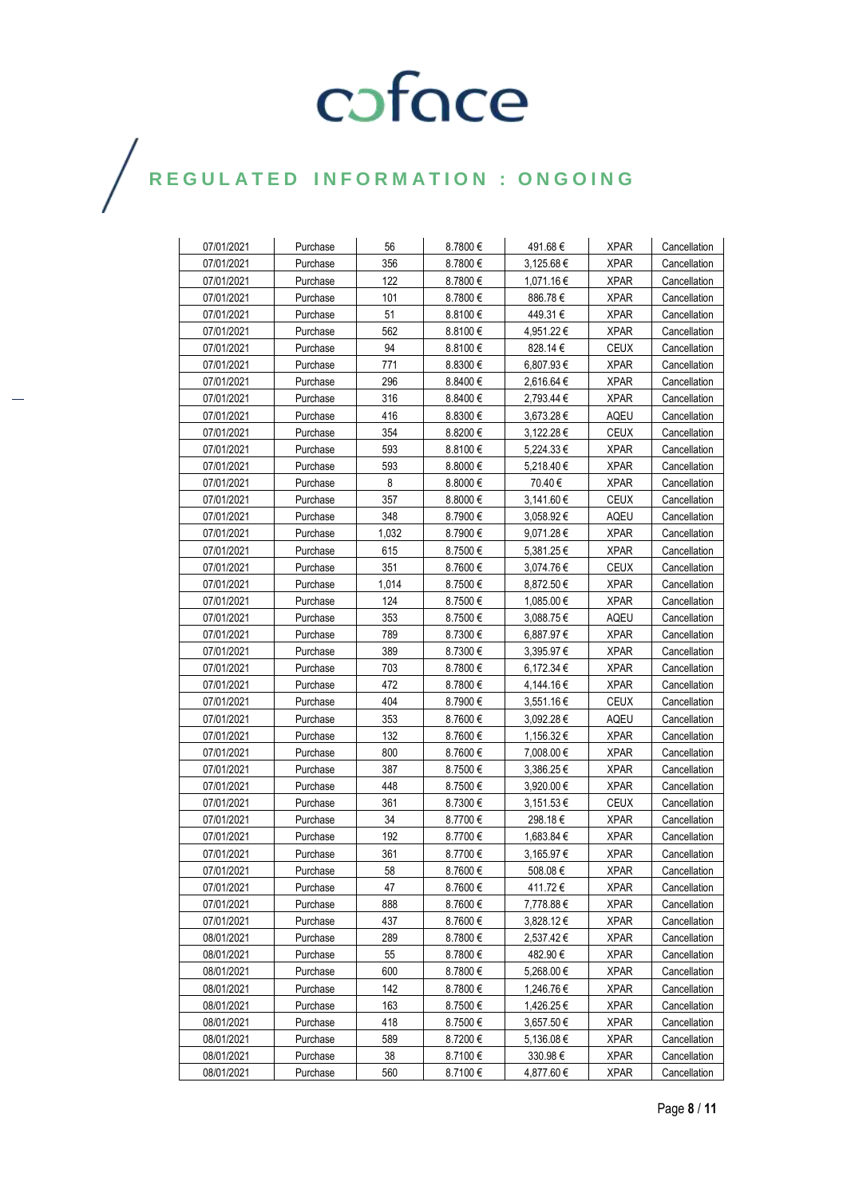| 07/01/2021 | Purchase | 56 | 8.7800 € | 491.68 € | XPAR | Cancellation |
|---|---|---|---|---|---|---|
| 07/01/2021 | Purchase | 356 | 8.7800 € | 3,125.68 € | XPAR | Cancellation |
| 07/01/2021 | Purchase | 122 | 8.7800 € | 1,071.16 € | XPAR | Cancellation |
| 07/01/2021 | Purchase | 101 | 8.7800 € | 886.78 € | XPAR | Cancellation |
| 07/01/2021 | Purchase | 51 | 8.8100 € | 449.31 € | XPAR | Cancellation |
| 07/01/2021 | Purchase | 562 | 8.8100 € | 4,951.22 € | XPAR | Cancellation |
| 07/01/2021 | Purchase | 94 | 8.8100 € | 828.14 € | CEUX | Cancellation |
| 07/01/2021 | Purchase | 771 | 8.8300 € | 6,807.93 € | XPAR | Cancellation |
| 07/01/2021 | Purchase | 296 | 8.8400 € | 2,616.64 € | XPAR | Cancellation |
| 07/01/2021 | Purchase | 316 | 8.8400 € | 2,793.44 € | XPAR | Cancellation |
| 07/01/2021 | Purchase | 416 | 8.8300 € | 3,673.28 € | AQEU | Cancellation |
| 07/01/2021 | Purchase | 354 | 8.8200 € | 3,122.28 € | CEUX | Cancellation |
| 07/01/2021 | Purchase | 593 | 8.8100 € | 5,224.33 € | XPAR | Cancellation |
| 07/01/2021 | Purchase | 593 | 8.8000 € | 5,218.40 € | XPAR | Cancellation |
| 07/01/2021 | Purchase | 8 | 8.8000 € | 70.40 € | XPAR | Cancellation |
| 07/01/2021 | Purchase | 357 | 8.8000 € | 3,141.60 € | CEUX | Cancellation |
| 07/01/2021 | Purchase | 348 | 8.7900 € | 3,058.92 € | AQEU | Cancellation |
| 07/01/2021 | Purchase | 1,032 | 8.7900 € | 9,071.28 € | XPAR | Cancellation |
| 07/01/2021 | Purchase | 615 | 8.7500 € | 5,381.25 € | XPAR | Cancellation |
| 07/01/2021 | Purchase | 351 | 8.7600 € | 3,074.76 € | CEUX | Cancellation |
| 07/01/2021 | Purchase | 1,014 | 8.7500 € | 8,872.50 € | XPAR | Cancellation |
| 07/01/2021 | Purchase | 124 | 8.7500 € | 1,085.00 € | XPAR | Cancellation |
| 07/01/2021 | Purchase | 353 | 8.7500 € | 3,088.75 € | AQEU | Cancellation |
| 07/01/2021 | Purchase | 789 | 8.7300 € | 6,887.97 € | XPAR | Cancellation |
| 07/01/2021 | Purchase | 389 | 8.7300 € | 3,395.97 € | XPAR | Cancellation |
| 07/01/2021 | Purchase | 703 | 8.7800 € | 6,172.34 € | XPAR | Cancellation |
| 07/01/2021 | Purchase | 472 | 8.7800 € | 4,144.16 € | XPAR | Cancellation |
| 07/01/2021 | Purchase | 404 | 8.7900 € | 3,551.16 € | CEUX | Cancellation |
| 07/01/2021 | Purchase | 353 | 8.7600 € | 3,092.28 € | AQEU | Cancellation |
| 07/01/2021 | Purchase | 132 | 8.7600 € | 1,156.32 € | XPAR | Cancellation |
| 07/01/2021 | Purchase | 800 | 8.7600 € | 7,008.00 € | XPAR | Cancellation |
| 07/01/2021 | Purchase | 387 | 8.7500 € | 3,386.25 € | XPAR | Cancellation |
| 07/01/2021 | Purchase | 448 | 8.7500 € | 3,920.00 € | XPAR | Cancellation |
| 07/01/2021 | Purchase | 361 | 8.7300 € | 3,151.53 € | CEUX | Cancellation |
| 07/01/2021 | Purchase | 34 | 8.7700 € | 298.18 € | XPAR | Cancellation |
| 07/01/2021 | Purchase | 192 | 8.7700 € | 1,683.84 € | XPAR | Cancellation |
| 07/01/2021 | Purchase | 361 | 8.7700 € | 3,165.97 € | XPAR | Cancellation |
| 07/01/2021 | Purchase | 58 | 8.7600 € | 508.08 € | XPAR | Cancellation |
| 07/01/2021 | Purchase | 47 | 8.7600 € | 411.72 € | XPAR | Cancellation |
| 07/01/2021 | Purchase | 888 | 8.7600 € | 7,778.88 € | XPAR | Cancellation |
| 07/01/2021 | Purchase | 437 | 8.7600 € | 3,828.12 € | XPAR | Cancellation |
| 08/01/2021 | Purchase | 289 | 8.7800 € | 2,537.42 € | XPAR | Cancellation |
| 08/01/2021 | Purchase | 55 | 8.7800 € | 482.90 € | XPAR | Cancellation |
| 08/01/2021 | Purchase | 600 | 8.7800 € | 5,268.00 € | XPAR | Cancellation |
| 08/01/2021 | Purchase | 142 | 8.7800 € | 1,246.76 € | XPAR | Cancellation |
| 08/01/2021 | Purchase | 163 | 8.7500 € | 1,426.25 € | XPAR | Cancellation |
| 08/01/2021 | Purchase | 418 | 8.7500 € | 3,657.50 € | XPAR | Cancellation |
| 08/01/2021 | Purchase | 589 | 8.7200 € | 5,136.08 € | XPAR | Cancellation |
| 08/01/2021 | Purchase | 38 | 8.7100 € | 330.98 € | XPAR | Cancellation |
| 08/01/2021 | Purchase | 560 | 8.7100 € | 4,877.60 € | XPAR | Cancellation |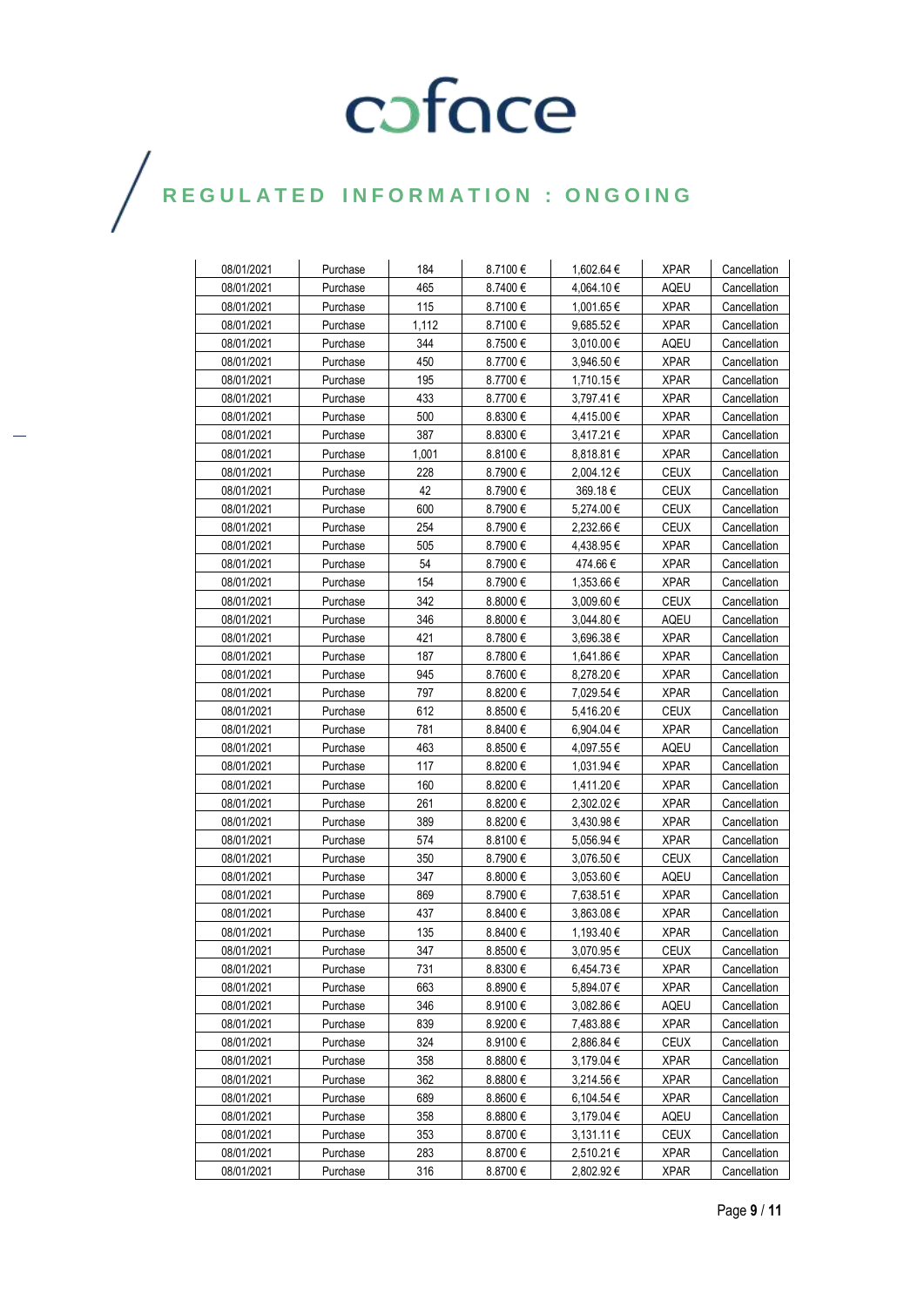coface

REGULATED INFORMATION : ONGOING

| 08/01/2021 | Purchase | 184 | 8.7100 € | 1,602.64 € | XPAR | Cancellation |
|---|---|---|---|---|---|---|
| 08/01/2021 | Purchase | 465 | 8.7400 € | 4,064.10 € | AQEU | Cancellation |
| 08/01/2021 | Purchase | 115 | 8.7100 € | 1,001.65 € | XPAR | Cancellation |
| 08/01/2021 | Purchase | 1,112 | 8.7100 € | 9,685.52 € | XPAR | Cancellation |
| 08/01/2021 | Purchase | 344 | 8.7500 € | 3,010.00 € | AQEU | Cancellation |
| 08/01/2021 | Purchase | 450 | 8.7700 € | 3,946.50 € | XPAR | Cancellation |
| 08/01/2021 | Purchase | 195 | 8.7700 € | 1,710.15 € | XPAR | Cancellation |
| 08/01/2021 | Purchase | 433 | 8.7700 € | 3,797.41 € | XPAR | Cancellation |
| 08/01/2021 | Purchase | 500 | 8.8300 € | 4,415.00 € | XPAR | Cancellation |
| 08/01/2021 | Purchase | 387 | 8.8300 € | 3,417.21 € | XPAR | Cancellation |
| 08/01/2021 | Purchase | 1,001 | 8.8100 € | 8,818.81 € | XPAR | Cancellation |
| 08/01/2021 | Purchase | 228 | 8.7900 € | 2,004.12 € | CEUX | Cancellation |
| 08/01/2021 | Purchase | 42 | 8.7900 € | 369.18 € | CEUX | Cancellation |
| 08/01/2021 | Purchase | 600 | 8.7900 € | 5,274.00 € | CEUX | Cancellation |
| 08/01/2021 | Purchase | 254 | 8.7900 € | 2,232.66 € | CEUX | Cancellation |
| 08/01/2021 | Purchase | 505 | 8.7900 € | 4,438.95 € | XPAR | Cancellation |
| 08/01/2021 | Purchase | 54 | 8.7900 € | 474.66 € | XPAR | Cancellation |
| 08/01/2021 | Purchase | 154 | 8.7900 € | 1,353.66 € | XPAR | Cancellation |
| 08/01/2021 | Purchase | 342 | 8.8000 € | 3,009.60 € | CEUX | Cancellation |
| 08/01/2021 | Purchase | 346 | 8.8000 € | 3,044.80 € | AQEU | Cancellation |
| 08/01/2021 | Purchase | 421 | 8.7800 € | 3,696.38 € | XPAR | Cancellation |
| 08/01/2021 | Purchase | 187 | 8.7800 € | 1,641.86 € | XPAR | Cancellation |
| 08/01/2021 | Purchase | 945 | 8.7600 € | 8,278.20 € | XPAR | Cancellation |
| 08/01/2021 | Purchase | 797 | 8.8200 € | 7,029.54 € | XPAR | Cancellation |
| 08/01/2021 | Purchase | 612 | 8.8500 € | 5,416.20 € | CEUX | Cancellation |
| 08/01/2021 | Purchase | 781 | 8.8400 € | 6,904.04 € | XPAR | Cancellation |
| 08/01/2021 | Purchase | 463 | 8.8500 € | 4,097.55 € | AQEU | Cancellation |
| 08/01/2021 | Purchase | 117 | 8.8200 € | 1,031.94 € | XPAR | Cancellation |
| 08/01/2021 | Purchase | 160 | 8.8200 € | 1,411.20 € | XPAR | Cancellation |
| 08/01/2021 | Purchase | 261 | 8.8200 € | 2,302.02 € | XPAR | Cancellation |
| 08/01/2021 | Purchase | 389 | 8.8200 € | 3,430.98 € | XPAR | Cancellation |
| 08/01/2021 | Purchase | 574 | 8.8100 € | 5,056.94 € | XPAR | Cancellation |
| 08/01/2021 | Purchase | 350 | 8.7900 € | 3,076.50 € | CEUX | Cancellation |
| 08/01/2021 | Purchase | 347 | 8.8000 € | 3,053.60 € | AQEU | Cancellation |
| 08/01/2021 | Purchase | 869 | 8.7900 € | 7,638.51 € | XPAR | Cancellation |
| 08/01/2021 | Purchase | 437 | 8.8400 € | 3,863.08 € | XPAR | Cancellation |
| 08/01/2021 | Purchase | 135 | 8.8400 € | 1,193.40 € | XPAR | Cancellation |
| 08/01/2021 | Purchase | 347 | 8.8500 € | 3,070.95 € | CEUX | Cancellation |
| 08/01/2021 | Purchase | 731 | 8.8300 € | 6,454.73 € | XPAR | Cancellation |
| 08/01/2021 | Purchase | 663 | 8.8900 € | 5,894.07 € | XPAR | Cancellation |
| 08/01/2021 | Purchase | 346 | 8.9100 € | 3,082.86 € | AQEU | Cancellation |
| 08/01/2021 | Purchase | 839 | 8.9200 € | 7,483.88 € | XPAR | Cancellation |
| 08/01/2021 | Purchase | 324 | 8.9100 € | 2,886.84 € | CEUX | Cancellation |
| 08/01/2021 | Purchase | 358 | 8.8800 € | 3,179.04 € | XPAR | Cancellation |
| 08/01/2021 | Purchase | 362 | 8.8800 € | 3,214.56 € | XPAR | Cancellation |
| 08/01/2021 | Purchase | 689 | 8.8600 € | 6,104.54 € | XPAR | Cancellation |
| 08/01/2021 | Purchase | 358 | 8.8800 € | 3,179.04 € | AQEU | Cancellation |
| 08/01/2021 | Purchase | 353 | 8.8700 € | 3,131.11 € | CEUX | Cancellation |
| 08/01/2021 | Purchase | 283 | 8.8700 € | 2,510.21 € | XPAR | Cancellation |
| 08/01/2021 | Purchase | 316 | 8.8700 € | 2,802.92 € | XPAR | Cancellation |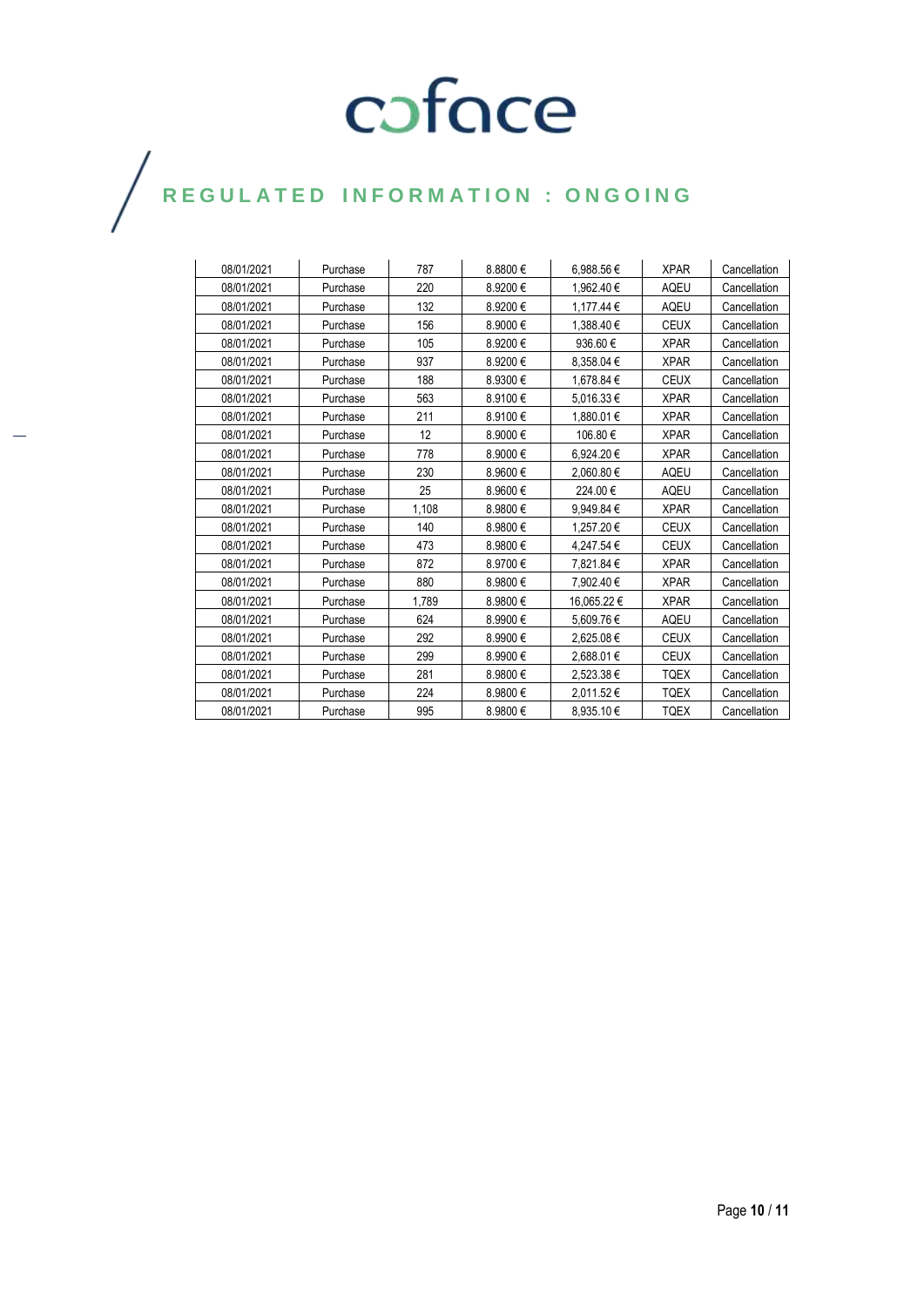| 08/01/2021 | Purchase | 787 | 8.8800 € | 6,988.56 € | XPAR | Cancellation |
|---|---|---|---|---|---|---|
| 08/01/2021 | Purchase | 220 | 8.9200 € | 1,962.40 € | AQEU | Cancellation |
| 08/01/2021 | Purchase | 132 | 8.9200 € | 1,177.44 € | AQEU | Cancellation |
| 08/01/2021 | Purchase | 156 | 8.9000 € | 1,388.40 € | CEUX | Cancellation |
| 08/01/2021 | Purchase | 105 | 8.9200 € | 936.60 € | XPAR | Cancellation |
| 08/01/2021 | Purchase | 937 | 8.9200 € | 8,358.04 € | XPAR | Cancellation |
| 08/01/2021 | Purchase | 188 | 8.9300 € | 1,678.84 € | CEUX | Cancellation |
| 08/01/2021 | Purchase | 563 | 8.9100 € | 5,016.33 € | XPAR | Cancellation |
| 08/01/2021 | Purchase | 211 | 8.9100 € | 1,880.01 € | XPAR | Cancellation |
| 08/01/2021 | Purchase | 12 | 8.9000 € | 106.80 € | XPAR | Cancellation |
| 08/01/2021 | Purchase | 778 | 8.9000 € | 6,924.20 € | XPAR | Cancellation |
| 08/01/2021 | Purchase | 230 | 8.9600 € | 2,060.80 € | AQEU | Cancellation |
| 08/01/2021 | Purchase | 25 | 8.9600 € | 224.00 € | AQEU | Cancellation |
| 08/01/2021 | Purchase | 1,108 | 8.9800 € | 9,949.84 € | XPAR | Cancellation |
| 08/01/2021 | Purchase | 140 | 8.9800 € | 1,257.20 € | CEUX | Cancellation |
| 08/01/2021 | Purchase | 473 | 8.9800 € | 4,247.54 € | CEUX | Cancellation |
| 08/01/2021 | Purchase | 872 | 8.9700 € | 7,821.84 € | XPAR | Cancellation |
| 08/01/2021 | Purchase | 880 | 8.9800 € | 7,902.40 € | XPAR | Cancellation |
| 08/01/2021 | Purchase | 1,789 | 8.9800 € | 16,065.22 € | XPAR | Cancellation |
| 08/01/2021 | Purchase | 624 | 8.9900 € | 5,609.76 € | AQEU | Cancellation |
| 08/01/2021 | Purchase | 292 | 8.9900 € | 2,625.08 € | CEUX | Cancellation |
| 08/01/2021 | Purchase | 299 | 8.9900 € | 2,688.01 € | CEUX | Cancellation |
| 08/01/2021 | Purchase | 281 | 8.9800 € | 2,523.38 € | TQEX | Cancellation |
| 08/01/2021 | Purchase | 224 | 8.9800 € | 2,011.52 € | TQEX | Cancellation |
| 08/01/2021 | Purchase | 995 | 8.9800 € | 8,935.10 € | TQEX | Cancellation |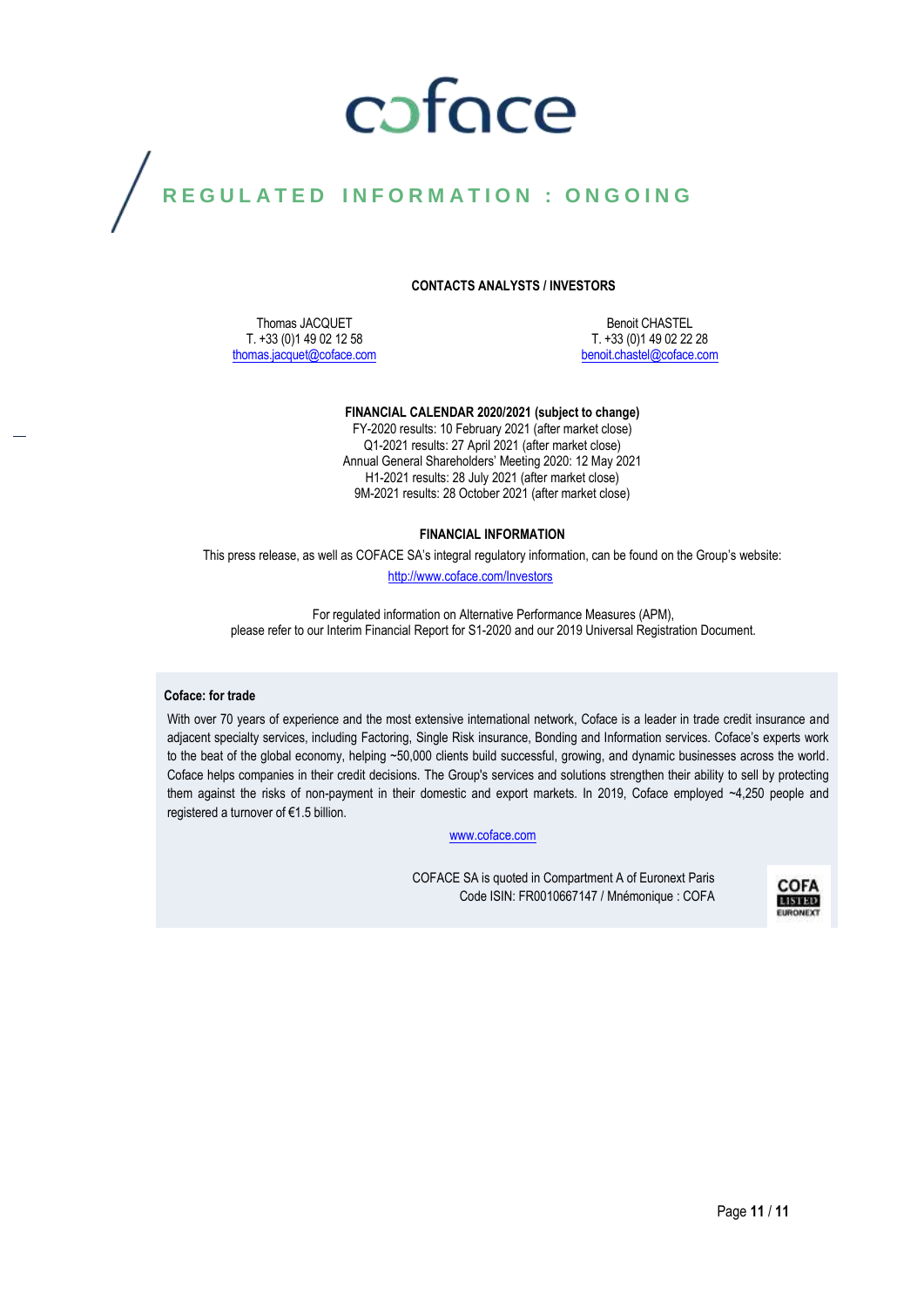# REGULATED INFORMATION : ONGOING

**CONTACTS ANALYSTS / INVESTORS**

Thomas JACQUET
T. +33 (0)1 49 02 12 58
thomas.jacquet@coface.com

Benoit CHASTEL
T. +33 (0)1 49 02 22 28
benoit.chastel@coface.com

**FINANCIAL CALENDAR 2020/2021 (subject to change)**

FY-2020 results: 10 February 2021 (after market close)
Q1-2021 results: 27 April 2021 (after market close)
Annual General Shareholders' Meeting 2020: 12 May 2021
H1-2021 results: 28 July 2021 (after market close)
9M-2021 results: 28 October 2021 (after market close)

**FINANCIAL INFORMATION**

This press release, as well as COFACE SA's integral regulatory information, can be found on the Group's website: http://www.coface.com/Investors

For regulated information on Alternative Performance Measures (APM),
please refer to our Interim Financial Report for S1-2020 and our 2019 Universal Registration Document.

**Coface: for trade**

With over 70 years of experience and the most extensive international network, Coface is a leader in trade credit insurance and adjacent specialty services, including Factoring, Single Risk insurance, Bonding and Information services. Coface's experts work to the beat of the global economy, helping ~50,000 clients build successful, growing, and dynamic businesses across the world. Coface helps companies in their credit decisions. The Group's services and solutions strengthen their ability to sell by protecting them against the risks of non-payment in their domestic and export markets. In 2019, Coface employed ~4,250 people and registered a turnover of €1.5 billion.

www.coface.com

COFACE SA is quoted in Compartment A of Euronext Paris
Code ISIN: FR0010667147 / Mnémonique : COFA